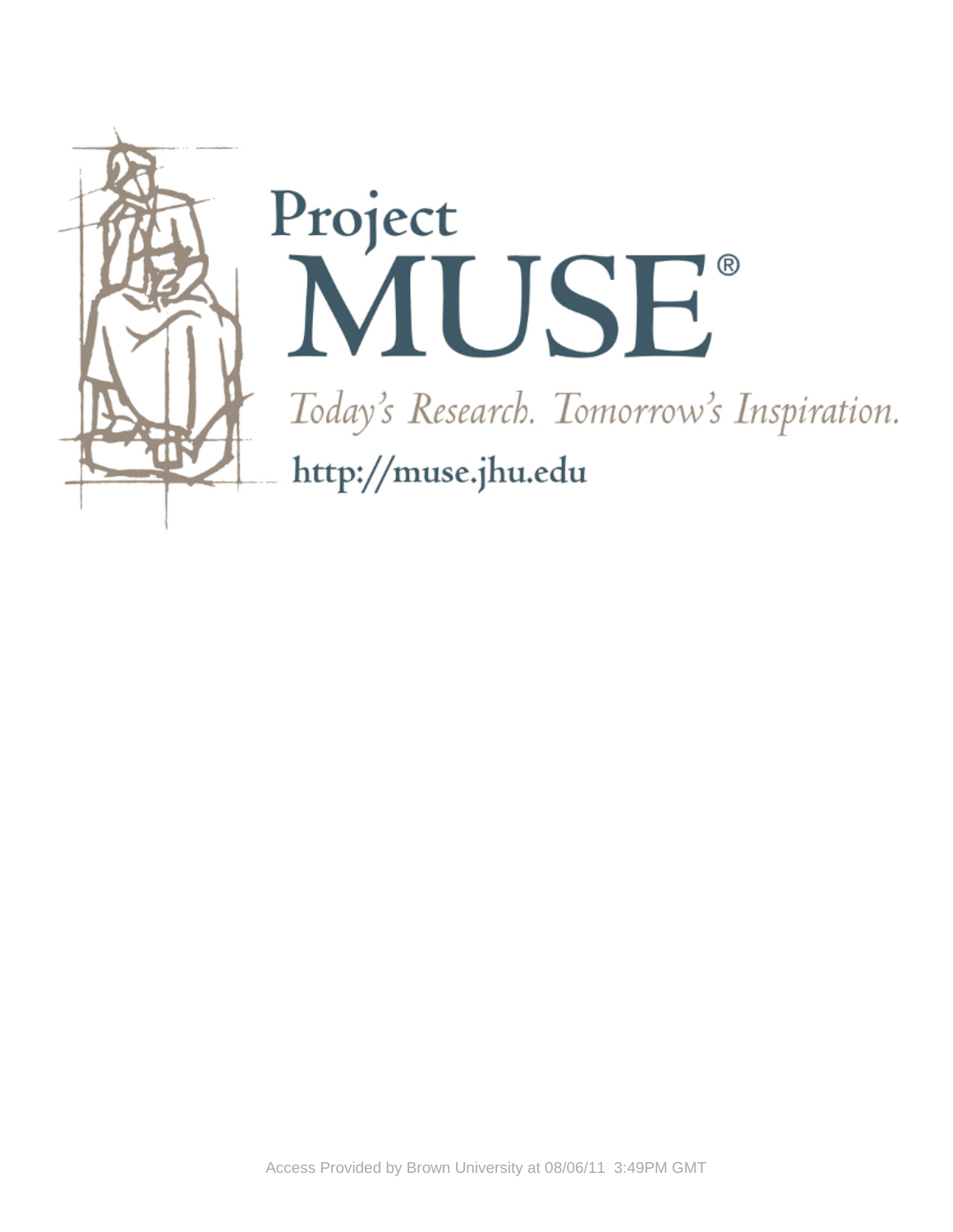Project MUSE®

*Today's Research. Tomorrow's Inspiration.*

http://muse.jhu.edu

Access Provided by Brown University at 08/06/11 3:49PM GMT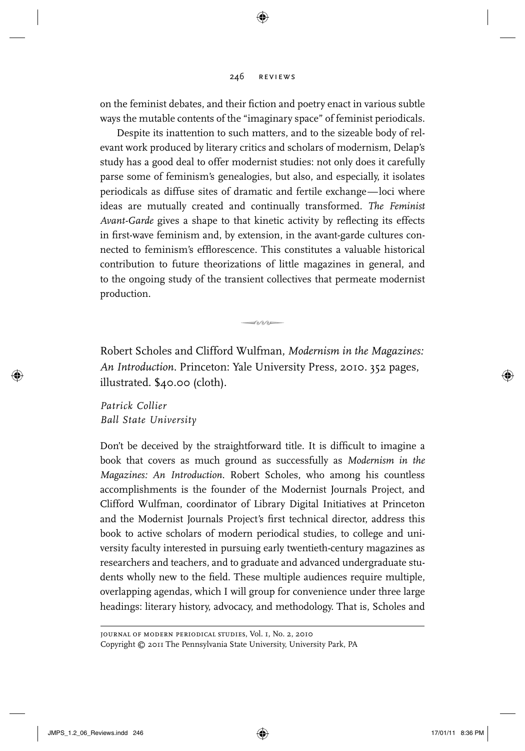on the feminist debates, and their fiction and poetry enact in various subtle ways the mutable contents of the "imaginary space" of feminist periodicals.

Despite its inattention to such matters, and to the sizeable body of relevant work produced by literary critics and scholars of modernism, Delap's study has a good deal to offer modernist studies: not only does it carefully parse some of feminism's genealogies, but also, and especially, it isolates periodicals as diffuse sites of dramatic and fertile exchange—loci where ideas are mutually created and continually transformed. *The Feminist Avant-Garde* gives a shape to that kinetic activity by reflecting its effects in first-wave feminism and, by extension, in the avant-garde cultures connected to feminism's efflorescence. This constitutes a valuable historical contribution to future theorizations of little magazines in general, and to the ongoing study of the transient collectives that permeate modernist production.

---

Robert Scholes and Clifford Wulfman, *Modernism in the Magazines: An Introduction*. Princeton: Yale University Press, 2010. 352 pages, illustrated. $40.00 (cloth).

*Patrick Collier*
*Ball State University*

Don't be deceived by the straightforward title. It is difficult to imagine a book that covers as much ground as successfully as *Modernism in the Magazines: An Introduction*. Robert Scholes, who among his countless accomplishments is the founder of the Modernist Journals Project, and Clifford Wulfman, coordinator of Library Digital Initiatives at Princeton and the Modernist Journals Project's first technical director, address this book to active scholars of modern periodical studies, to college and university faculty interested in pursuing early twentieth-century magazines as researchers and teachers, and to graduate and advanced undergraduate students wholly new to the field. These multiple audiences require multiple, overlapping agendas, which I will group for convenience under three large headings: literary history, advocacy, and methodology. That is, Scholes and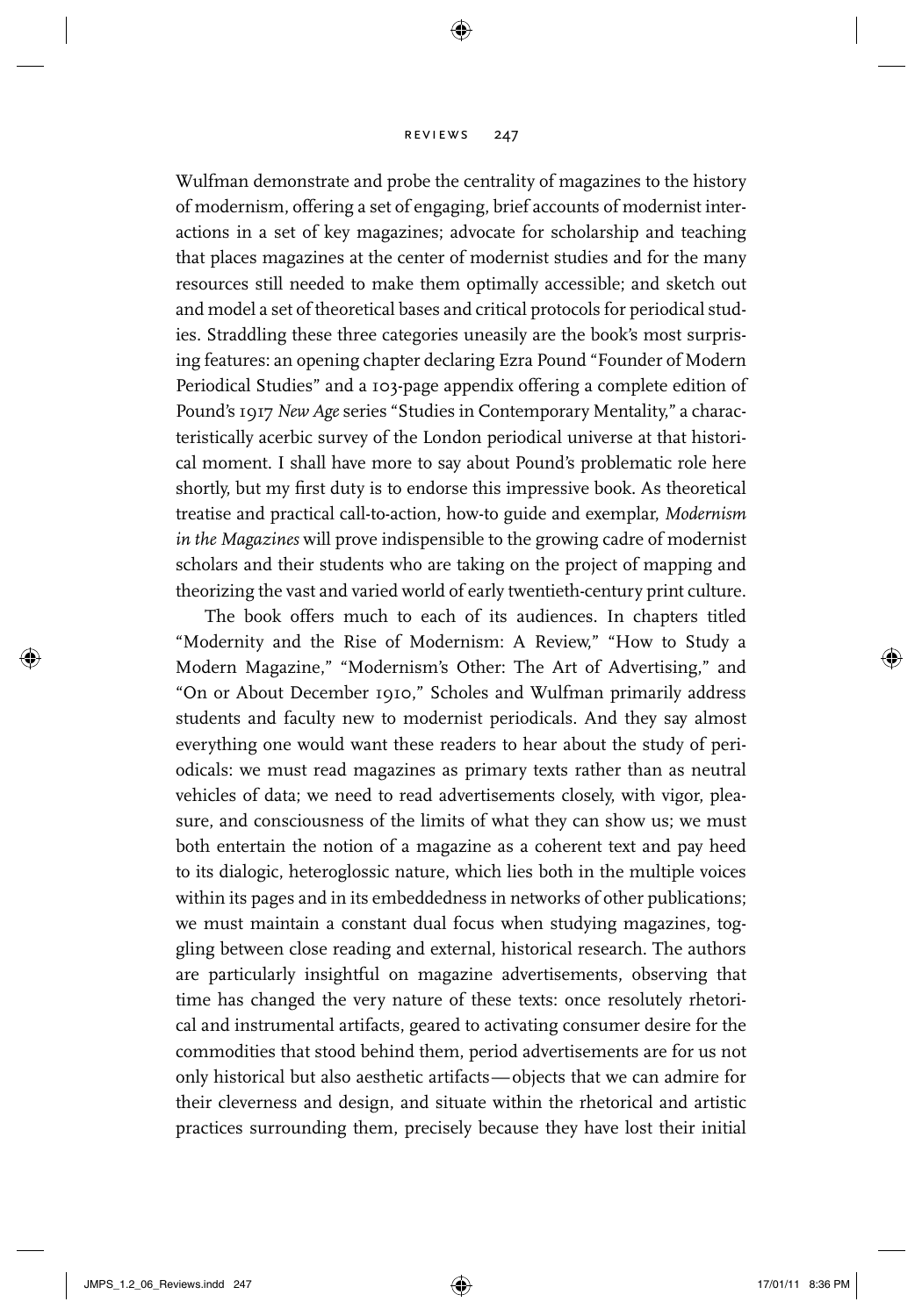Wulfman demonstrate and probe the centrality of magazines to the history of modernism, offering a set of engaging, brief accounts of modernist interactions in a set of key magazines; advocate for scholarship and teaching that places magazines at the center of modernist studies and for the many resources still needed to make them optimally accessible; and sketch out and model a set of theoretical bases and critical protocols for periodical studies. Straddling these three categories uneasily are the book's most surprising features: an opening chapter declaring Ezra Pound "Founder of Modern Periodical Studies" and a 103-page appendix offering a complete edition of Pound's 1917 *New Age* series "Studies in Contemporary Mentality," a characteristically acerbic survey of the London periodical universe at that historical moment. I shall have more to say about Pound's problematic role here shortly, but my first duty is to endorse this impressive book. As theoretical treatise and practical call-to-action, how-to guide and exemplar, *Modernism in the Magazines* will prove indispensible to the growing cadre of modernist scholars and their students who are taking on the project of mapping and theorizing the vast and varied world of early twentieth-century print culture.

The book offers much to each of its audiences. In chapters titled "Modernity and the Rise of Modernism: A Review," "How to Study a Modern Magazine," "Modernism's Other: The Art of Advertising," and "On or About December 1910," Scholes and Wulfman primarily address students and faculty new to modernist periodicals. And they say almost everything one would want these readers to hear about the study of periodicals: we must read magazines as primary texts rather than as neutral vehicles of data; we need to read advertisements closely, with vigor, pleasure, and consciousness of the limits of what they can show us; we must both entertain the notion of a magazine as a coherent text and pay heed to its dialogic, heteroglossic nature, which lies both in the multiple voices within its pages and in its embeddedness in networks of other publications; we must maintain a constant dual focus when studying magazines, toggling between close reading and external, historical research. The authors are particularly insightful on magazine advertisements, observing that time has changed the very nature of these texts: once resolutely rhetorical and instrumental artifacts, geared to activating consumer desire for the commodities that stood behind them, period advertisements are for us not only historical but also aesthetic artifacts—objects that we can admire for their cleverness and design, and situate within the rhetorical and artistic practices surrounding them, precisely because they have lost their initial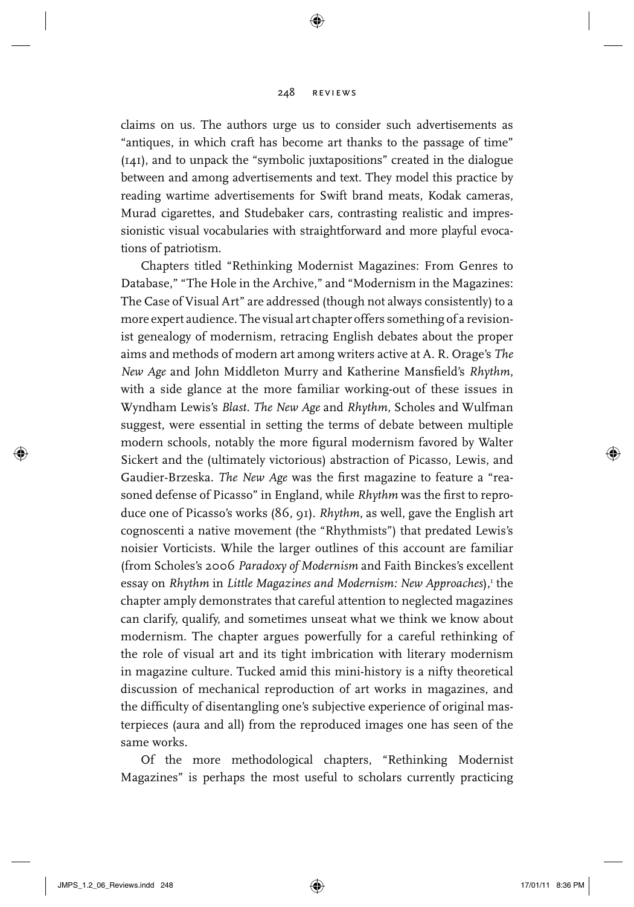claims on us. The authors urge us to consider such advertisements as "antiques, in which craft has become art thanks to the passage of time" (141), and to unpack the "symbolic juxtapositions" created in the dialogue between and among advertisements and text. They model this practice by reading wartime advertisements for Swift brand meats, Kodak cameras, Murad cigarettes, and Studebaker cars, contrasting realistic and impressionistic visual vocabularies with straightforward and more playful evocations of patriotism.

Chapters titled "Rethinking Modernist Magazines: From Genres to Database," "The Hole in the Archive," and "Modernism in the Magazines: The Case of Visual Art" are addressed (though not always consistently) to a more expert audience. The visual art chapter offers something of a revisionist genealogy of modernism, retracing English debates about the proper aims and methods of modern art among writers active at A. R. Orage's *The New Age* and John Middleton Murry and Katherine Mansfield's *Rhythm*, with a side glance at the more familiar working-out of these issues in Wyndham Lewis's *Blast*. *The New Age* and *Rhythm*, Scholes and Wulfman suggest, were essential in setting the terms of debate between multiple modern schools, notably the more figural modernism favored by Walter Sickert and the (ultimately victorious) abstraction of Picasso, Lewis, and Gaudier-Brzeska. *The New Age* was the first magazine to feature a "reasoned defense of Picasso" in England, while *Rhythm* was the first to reproduce one of Picasso's works (86, 91). *Rhythm*, as well, gave the English art cognoscenti a native movement (the "Rhythmists") that predated Lewis's noisier Vorticists. While the larger outlines of this account are familiar (from Scholes's 2006 *Paradoxy of Modernism* and Faith Binckes's excellent essay on *Rhythm* in *Little Magazines and Modernism: New Approaches*),[1] the chapter amply demonstrates that careful attention to neglected magazines can clarify, qualify, and sometimes unseat what we think we know about modernism. The chapter argues powerfully for a careful rethinking of the role of visual art and its tight imbrication with literary modernism in magazine culture. Tucked amid this mini-history is a nifty theoretical discussion of mechanical reproduction of art works in magazines, and the difficulty of disentangling one's subjective experience of original masterpieces (aura and all) from the reproduced images one has seen of the same works.

Of the more methodological chapters, "Rethinking Modernist Magazines" is perhaps the most useful to scholars currently practicing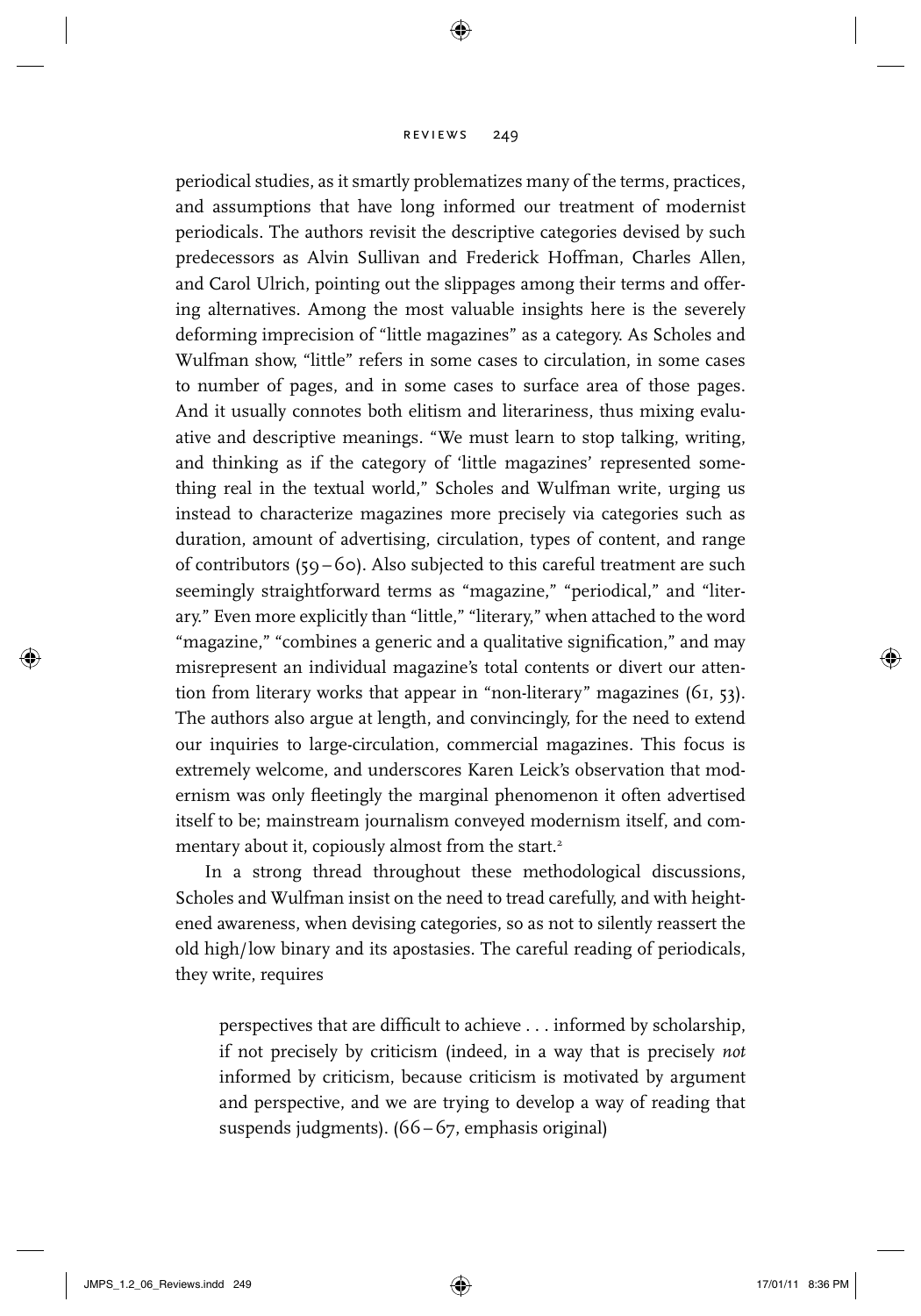periodical studies, as it smartly problematizes many of the terms, practices, and assumptions that have long informed our treatment of modernist periodicals. The authors revisit the descriptive categories devised by such predecessors as Alvin Sullivan and Frederick Hoffman, Charles Allen, and Carol Ulrich, pointing out the slippages among their terms and offering alternatives. Among the most valuable insights here is the severely deforming imprecision of "little magazines" as a category. As Scholes and Wulfman show, "little" refers in some cases to circulation, in some cases to number of pages, and in some cases to surface area of those pages. And it usually connotes both elitism and literariness, thus mixing evaluative and descriptive meanings. "We must learn to stop talking, writing, and thinking as if the category of 'little magazines' represented something real in the textual world," Scholes and Wulfman write, urging us instead to characterize magazines more precisely via categories such as duration, amount of advertising, circulation, types of content, and range of contributors (59–60). Also subjected to this careful treatment are such seemingly straightforward terms as "magazine," "periodical," and "literary." Even more explicitly than "little," "literary," when attached to the word "magazine," "combines a generic and a qualitative signification," and may misrepresent an individual magazine's total contents or divert our attention from literary works that appear in "non-literary" magazines (61, 53). The authors also argue at length, and convincingly, for the need to extend our inquiries to large-circulation, commercial magazines. This focus is extremely welcome, and underscores Karen Leick's observation that modernism was only fleetingly the marginal phenomenon it often advertised itself to be; mainstream journalism conveyed modernism itself, and commentary about it, copiously almost from the start.[2]

In a strong thread throughout these methodological discussions, Scholes and Wulfman insist on the need to tread carefully, and with heightened awareness, when devising categories, so as not to silently reassert the old high/low binary and its apostasies. The careful reading of periodicals, they write, requires

> perspectives that are difficult to achieve . . . informed by scholarship, if not precisely by criticism (indeed, in a way that is precisely *not* informed by criticism, because criticism is motivated by argument and perspective, and we are trying to develop a way of reading that suspends judgments). (66–67, emphasis original)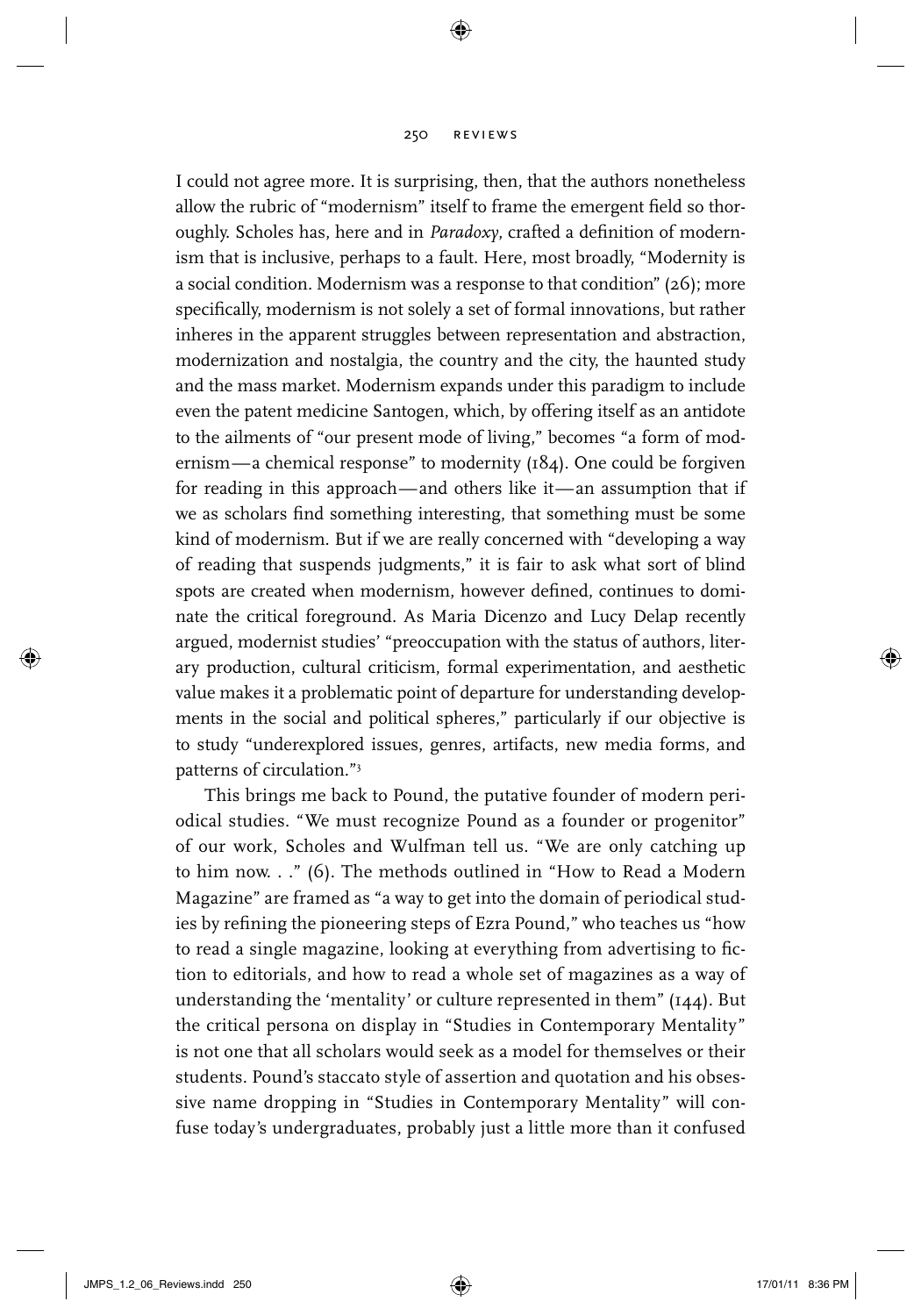I could not agree more. It is surprising, then, that the authors nonetheless allow the rubric of "modernism" itself to frame the emergent field so thoroughly. Scholes has, here and in *Paradoxy*, crafted a definition of modernism that is inclusive, perhaps to a fault. Here, most broadly, "Modernity is a social condition. Modernism was a response to that condition" (26); more specifically, modernism is not solely a set of formal innovations, but rather inheres in the apparent struggles between representation and abstraction, modernization and nostalgia, the country and the city, the haunted study and the mass market. Modernism expands under this paradigm to include even the patent medicine Santogen, which, by offering itself as an antidote to the ailments of "our present mode of living," becomes "a form of modernism—a chemical response" to modernity (184). One could be forgiven for reading in this approach—and others like it—an assumption that if we as scholars find something interesting, that something must be some kind of modernism. But if we are really concerned with "developing a way of reading that suspends judgments," it is fair to ask what sort of blind spots are created when modernism, however defined, continues to dominate the critical foreground. As Maria Dicenzo and Lucy Delap recently argued, modernist studies' "preoccupation with the status of authors, literary production, cultural criticism, formal experimentation, and aesthetic value makes it a problematic point of departure for understanding developments in the social and political spheres," particularly if our objective is to study "underexplored issues, genres, artifacts, new media forms, and patterns of circulation."[3]

This brings me back to Pound, the putative founder of modern periodical studies. "We must recognize Pound as a founder or progenitor" of our work, Scholes and Wulfman tell us. "We are only catching up to him now. . ." (6). The methods outlined in "How to Read a Modern Magazine" are framed as "a way to get into the domain of periodical studies by refining the pioneering steps of Ezra Pound," who teaches us "how to read a single magazine, looking at everything from advertising to fiction to editorials, and how to read a whole set of magazines as a way of understanding the 'mentality' or culture represented in them" (144). But the critical persona on display in "Studies in Contemporary Mentality" is not one that all scholars would seek as a model for themselves or their students. Pound's staccato style of assertion and quotation and his obsessive name dropping in "Studies in Contemporary Mentality" will confuse today's undergraduates, probably just a little more than it confused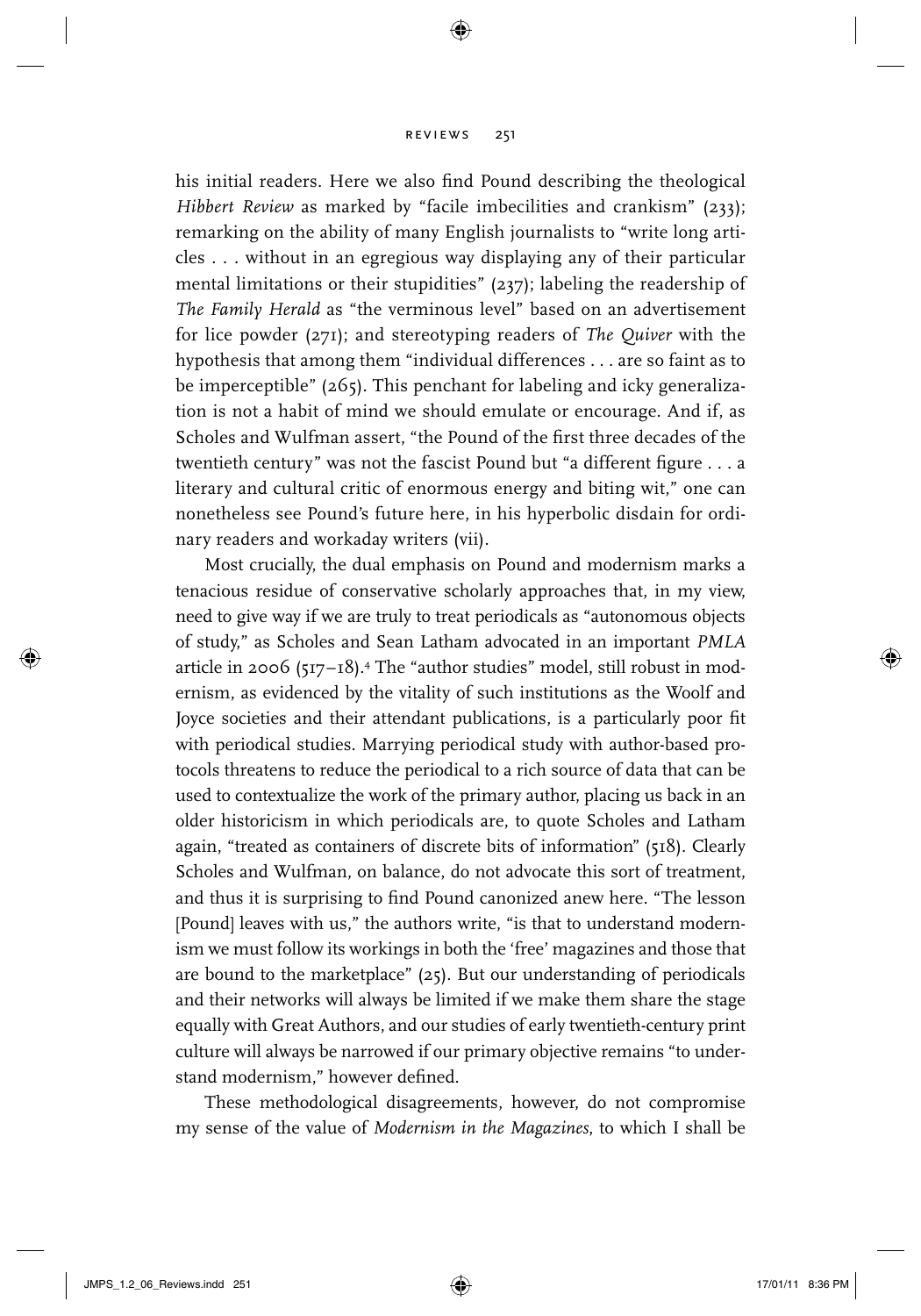his initial readers. Here we also find Pound describing the theological *Hibbert Review* as marked by "facile imbecilities and crankism" (233); remarking on the ability of many English journalists to "write long articles . . . without in an egregious way displaying any of their particular mental limitations or their stupidities" (237); labeling the readership of *The Family Herald* as "the verminous level" based on an advertisement for lice powder (271); and stereotyping readers of *The Quiver* with the hypothesis that among them "individual differences . . . are so faint as to be imperceptible" (265). This penchant for labeling and icky generalization is not a habit of mind we should emulate or encourage. And if, as Scholes and Wulfman assert, "the Pound of the first three decades of the twentieth century" was not the fascist Pound but "a different figure . . . a literary and cultural critic of enormous energy and biting wit," one can nonetheless see Pound's future here, in his hyperbolic disdain for ordinary readers and workaday writers (vii).

Most crucially, the dual emphasis on Pound and modernism marks a tenacious residue of conservative scholarly approaches that, in my view, need to give way if we are truly to treat periodicals as "autonomous objects of study," as Scholes and Sean Latham advocated in an important *PMLA* article in 2006 (517–18).[4] The "author studies" model, still robust in modernism, as evidenced by the vitality of such institutions as the Woolf and Joyce societies and their attendant publications, is a particularly poor fit with periodical studies. Marrying periodical study with author-based protocols threatens to reduce the periodical to a rich source of data that can be used to contextualize the work of the primary author, placing us back in an older historicism in which periodicals are, to quote Scholes and Latham again, "treated as containers of discrete bits of information" (518). Clearly Scholes and Wulfman, on balance, do not advocate this sort of treatment, and thus it is surprising to find Pound canonized anew here. "The lesson [Pound] leaves with us," the authors write, "is that to understand modernism we must follow its workings in both the 'free' magazines and those that are bound to the marketplace" (25). But our understanding of periodicals and their networks will always be limited if we make them share the stage equally with Great Authors, and our studies of early twentieth-century print culture will always be narrowed if our primary objective remains "to understand modernism," however defined.

These methodological disagreements, however, do not compromise my sense of the value of *Modernism in the Magazines*, to which I shall be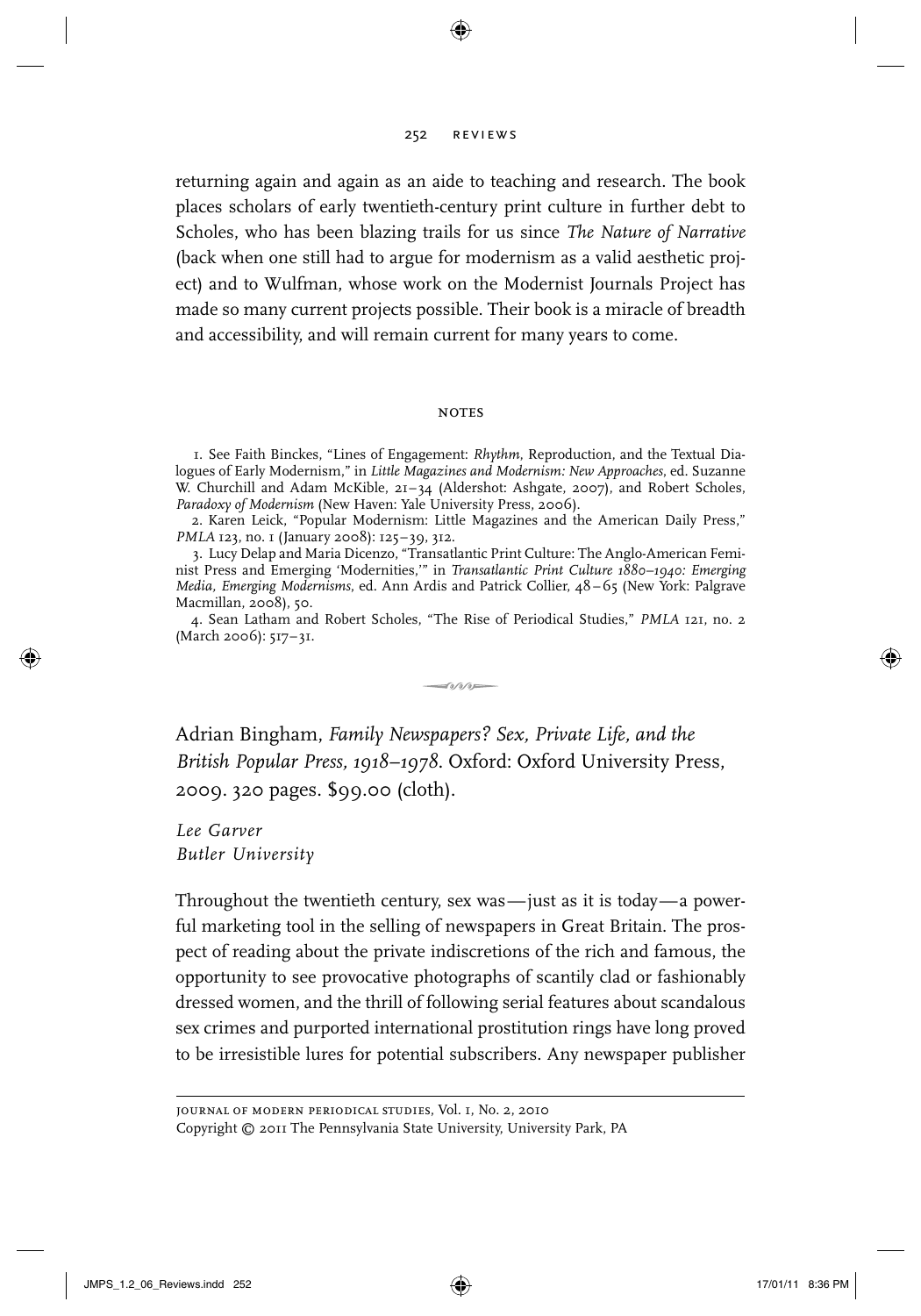returning again and again as an aide to teaching and research. The book places scholars of early twentieth-century print culture in further debt to Scholes, who has been blazing trails for us since *The Nature of Narrative* (back when one still had to argue for modernism as a valid aesthetic project) and to Wulfman, whose work on the Modernist Journals Project has made so many current projects possible. Their book is a miracle of breadth and accessibility, and will remain current for many years to come.

### NOTES

1. See Faith Binckes, "Lines of Engagement: *Rhythm*, Reproduction, and the Textual Dialogues of Early Modernism," in *Little Magazines and Modernism: New Approaches*, ed. Suzanne W. Churchill and Adam McKible, 21–34 (Aldershot: Ashgate, 2007), and Robert Scholes, *Paradoxy of Modernism* (New Haven: Yale University Press, 2006).

2. Karen Leick, "Popular Modernism: Little Magazines and the American Daily Press," *PMLA* 123, no. 1 (January 2008): 125–39, 312.

3. Lucy Delap and Maria Dicenzo, "Transatlantic Print Culture: The Anglo-American Feminist Press and Emerging 'Modernities,'" in *Transatlantic Print Culture 1880–1940: Emerging Media, Emerging Modernisms*, ed. Ann Ardis and Patrick Collier, 48–65 (New York: Palgrave Macmillan, 2008), 50.

4. Sean Latham and Robert Scholes, "The Rise of Periodical Studies," *PMLA* 121, no. 2 (March 2006): 517–31.

## Adrian Bingham, *Family Newspapers? Sex, Private Life, and the British Popular Press, 1918–1978*. Oxford: Oxford University Press, 2009. 320 pages. $99.00 (cloth).

*Lee Garver*
*Butler University*

Throughout the twentieth century, sex was—just as it is today—a powerful marketing tool in the selling of newspapers in Great Britain. The prospect of reading about the private indiscretions of the rich and famous, the opportunity to see provocative photographs of scantily clad or fashionably dressed women, and the thrill of following serial features about scandalous sex crimes and purported international prostitution rings have long proved to be irresistible lures for potential subscribers. Any newspaper publisher